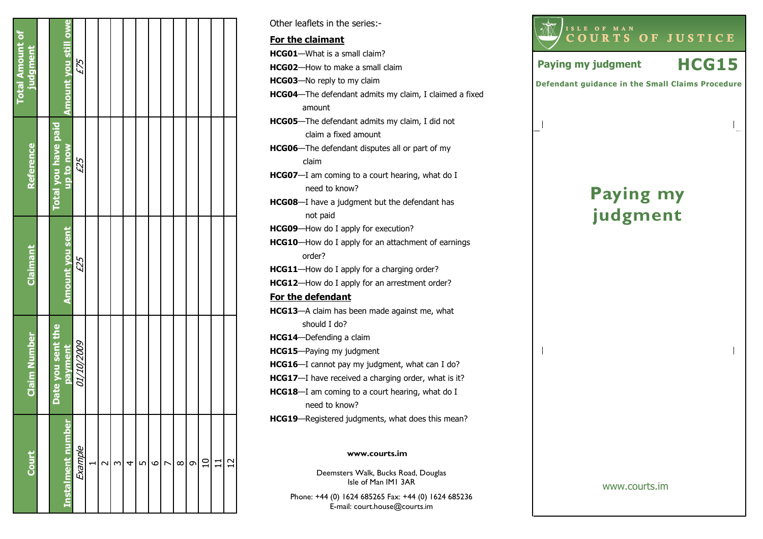| Court | Claim Number | Claimant | Reference | Total Amount of judgment |
|---|---|---|---|---|
| | | | | |

| Instalment number | Date you sent the payment | Amount you sent | Total you have paid up to now | Amount you still owe |
|---|---|---|---|---|
| *Example* | *01/10/2009* | *£25* | *£25* | *£75* |
| 1 | | | | |
| 2 | | | | |
| 3 | | | | |
| 4 | | | | |
| 5 | | | | |
| 6 | | | | |
| 7 | | | | |
| 8 | | | | |
| 9 | | | | |
| 10 | | | | |
| 11 | | | | |
| 12 | | | | |

Other leaflets in the series:-

**For the claimant**

**HCG01**—What is a small claim?

**HCG02**—How to make a small claim

**HCG03**—No reply to my claim

**HCG04**—The defendant admits my claim, I claimed a fixed amount

**HCG05**—The defendant admits my claim, I did not claim a fixed amount

**HCG06**—The defendant disputes all or part of my claim

**HCG07**—I am coming to a court hearing, what do I need to know?

**HCG08**—I have a judgment but the defendant has not paid

**HCG09**—How do I apply for execution?

**HCG10**—How do I apply for an attachment of earnings order?

**HCG11**—How do I apply for a charging order?

**HCG12**—How do I apply for an arrestment order?

**For the defendant**

**HCG13**—A claim has been made against me, what should I do?

**HCG14**—Defending a claim

**HCG15**—Paying my judgment

**HCG16**—I cannot pay my judgment, what can I do?

**HCG17**—I have received a charging order, what is it?

**HCG18**—I am coming to a court hearing, what do I need to know?

**HCG19**—Registered judgments, what does this mean?

**www.courts.im**

Deemsters Walk, Bucks Road, Douglas
Isle of Man IM1 3AR

Phone: +44 (0) 1624 685265 Fax: +44 (0) 1624 685236
E-mail: court.house@courts.im

ISLE OF MAN
COURTS OF JUSTICE

**Paying my judgment** **HCG15**

**Defendant guidance in the Small Claims Procedure**

# Paying my judgment

www.courts.im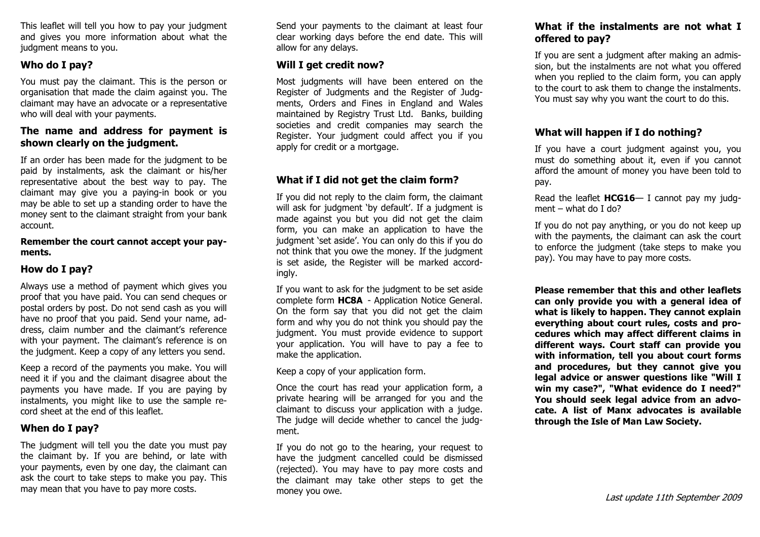This leaflet will tell you how to pay your judgment and gives you more information about what the judgment means to you.

## Who do I pay?

You must pay the claimant. This is the person or organisation that made the claim against you. The claimant may have an advocate or a representative who will deal with your payments.

## The name and address for payment is shown clearly on the judgment.

If an order has been made for the judgment to be paid by instalments, ask the claimant or his/her representative about the best way to pay. The claimant may give you a paying-in book or you may be able to set up a standing order to have the money sent to the claimant straight from your bank account.

**Remember the court cannot accept your payments.**

## How do I pay?

Always use a method of payment which gives you proof that you have paid. You can send cheques or postal orders by post. Do not send cash as you will have no proof that you paid. Send your name, address, claim number and the claimant's reference with your payment. The claimant's reference is on the judgment. Keep a copy of any letters you send.

Keep a record of the payments you make. You will need it if you and the claimant disagree about the payments you have made. If you are paying by instalments, you might like to use the sample record sheet at the end of this leaflet.

## When do I pay?

The judgment will tell you the date you must pay the claimant by. If you are behind, or late with your payments, even by one day, the claimant can ask the court to take steps to make you pay. This may mean that you have to pay more costs.

Send your payments to the claimant at least four clear working days before the end date. This will allow for any delays.

## Will I get credit now?

Most judgments will have been entered on the Register of Judgments and the Register of Judgments, Orders and Fines in England and Wales maintained by Registry Trust Ltd. Banks, building societies and credit companies may search the Register. Your judgment could affect you if you apply for credit or a mortgage.

## What if I did not get the claim form?

If you did not reply to the claim form, the claimant will ask for judgment 'by default'. If a judgment is made against you but you did not get the claim form, you can make an application to have the judgment 'set aside'. You can only do this if you do not think that you owe the money. If the judgment is set aside, the Register will be marked accordingly.

If you want to ask for the judgment to be set aside complete form **HC8A** - Application Notice General. On the form say that you did not get the claim form and why you do not think you should pay the judgment. You must provide evidence to support your application. You will have to pay a fee to make the application.

Keep a copy of your application form.

Once the court has read your application form, a private hearing will be arranged for you and the claimant to discuss your application with a judge. The judge will decide whether to cancel the judgment.

If you do not go to the hearing, your request to have the judgment cancelled could be dismissed (rejected). You may have to pay more costs and the claimant may take other steps to get the money you owe.

## What if the instalments are not what I offered to pay?

If you are sent a judgment after making an admission, but the instalments are not what you offered when you replied to the claim form, you can apply to the court to ask them to change the instalments. You must say why you want the court to do this.

## What will happen if I do nothing?

If you have a court judgment against you, you must do something about it, even if you cannot afford the amount of money you have been told to pay.

Read the leaflet **HCG16**— I cannot pay my judgment – what do I do?

If you do not pay anything, or you do not keep up with the payments, the claimant can ask the court to enforce the judgment (take steps to make you pay). You may have to pay more costs.

**Please remember that this and other leaflets can only provide you with a general idea of what is likely to happen. They cannot explain everything about court rules, costs and procedures which may affect different claims in different ways. Court staff can provide you with information, tell you about court forms and procedures, but they cannot give you legal advice or answer questions like "Will I win my case?", "What evidence do I need?" You should seek legal advice from an advocate. A list of Manx advocates is available through the Isle of Man Law Society.**

*Last update 11th September 2009*